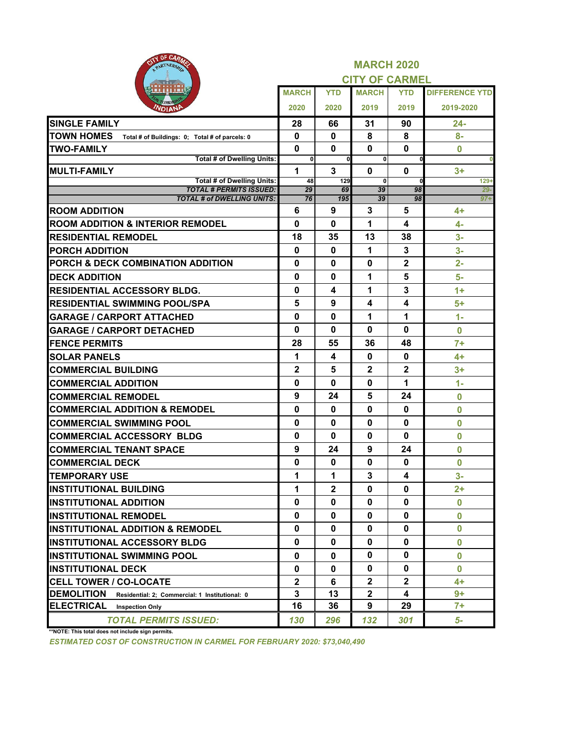# MARCH 2020

## CITY OF CARMEL

| | MARCH 2020 | YTD 2020 | MARCH 2019 | YTD 2019 | DIFFERENCE YTD 2019-2020 |
|---|---|---|---|---|---|
| **SINGLE FAMILY** | 28 | 66 | 31 | 90 | 24- |
| **TOWN HOMES** Total # of Buildings: 0; Total # of parcels: 0 | 0 | 0 | 8 | 8 | 8- |
| **TWO-FAMILY** | 0 | 0 | 0 | 0 | 0 |
| Total # of Dwelling Units: | 0 | 0 | 0 | 0 | 0 |
| **MULTI-FAMILY** | 1 | 3 | 0 | 0 | 3+ |
| Total # of Dwelling Units: | 48 | 129 | 0 | 0 | 129+ |
| ***TOTAL # PERMITS ISSUED:*** | *29* | *69* | *39* | *98* | *29-* |
| ***TOTAL # of DWELLING UNITS:*** | *76* | *195* | *39* | *98* | *97+* |
| **ROOM ADDITION** | 6 | 9 | 3 | 5 | 4+ |
| **ROOM ADDITION & INTERIOR REMODEL** | 0 | 0 | 1 | 4 | 4- |
| **RESIDENTIAL REMODEL** | 18 | 35 | 13 | 38 | 3- |
| **PORCH ADDITION** | 0 | 0 | 1 | 3 | 3- |
| **PORCH & DECK COMBINATION ADDITION** | 0 | 0 | 0 | 2 | 2- |
| **DECK ADDITION** | 0 | 0 | 1 | 5 | 5- |
| **RESIDENTIAL ACCESSORY BLDG.** | 0 | 4 | 1 | 3 | 1+ |
| **RESIDENTIAL SWIMMING POOL/SPA** | 5 | 9 | 4 | 4 | 5+ |
| **GARAGE / CARPORT ATTACHED** | 0 | 0 | 1 | 1 | 1- |
| **GARAGE / CARPORT DETACHED** | 0 | 0 | 0 | 0 | 0 |
| **FENCE PERMITS** | 28 | 55 | 36 | 48 | 7+ |
| **SOLAR PANELS** | 1 | 4 | 0 | 0 | 4+ |
| **COMMERCIAL BUILDING** | 2 | 5 | 2 | 2 | 3+ |
| **COMMERCIAL ADDITION** | 0 | 0 | 0 | 1 | 1- |
| **COMMERCIAL REMODEL** | 9 | 24 | 5 | 24 | 0 |
| **COMMERCIAL ADDITION & REMODEL** | 0 | 0 | 0 | 0 | 0 |
| **COMMERCIAL SWIMMING POOL** | 0 | 0 | 0 | 0 | 0 |
| **COMMERCIAL ACCESSORY BLDG** | 0 | 0 | 0 | 0 | 0 |
| **COMMERCIAL TENANT SPACE** | 9 | 24 | 9 | 24 | 0 |
| **COMMERCIAL DECK** | 0 | 0 | 0 | 0 | 0 |
| **TEMPORARY USE** | 1 | 1 | 3 | 4 | 3- |
| **INSTITUTIONAL BUILDING** | 1 | 2 | 0 | 0 | 2+ |
| **INSTITUTIONAL ADDITION** | 0 | 0 | 0 | 0 | 0 |
| **INSTITUTIONAL REMODEL** | 0 | 0 | 0 | 0 | 0 |
| **INSTITUTIONAL ADDITION & REMODEL** | 0 | 0 | 0 | 0 | 0 |
| **INSTITUTIONAL ACCESSORY BLDG** | 0 | 0 | 0 | 0 | 0 |
| **INSTITUTIONAL SWIMMING POOL** | 0 | 0 | 0 | 0 | 0 |
| **INSTITUTIONAL DECK** | 0 | 0 | 0 | 0 | 0 |
| **CELL TOWER / CO-LOCATE** | 2 | 6 | 2 | 2 | 4+ |
| **DEMOLITION** Residential: 2; Commercial: 1 Institutional: 0 | 3 | 13 | 2 | 4 | 9+ |
| **ELECTRICAL** Inspection Only | 16 | 36 | 9 | 29 | 7+ |
| ***TOTAL PERMITS ISSUED:*** | *130* | *296* | *132* | *301* | *5-* |

**NOTE: This total does not include sign permits.

*ESTIMATED COST OF CONSTRUCTION IN CARMEL FOR FEBRUARY 2020: $73,040,490*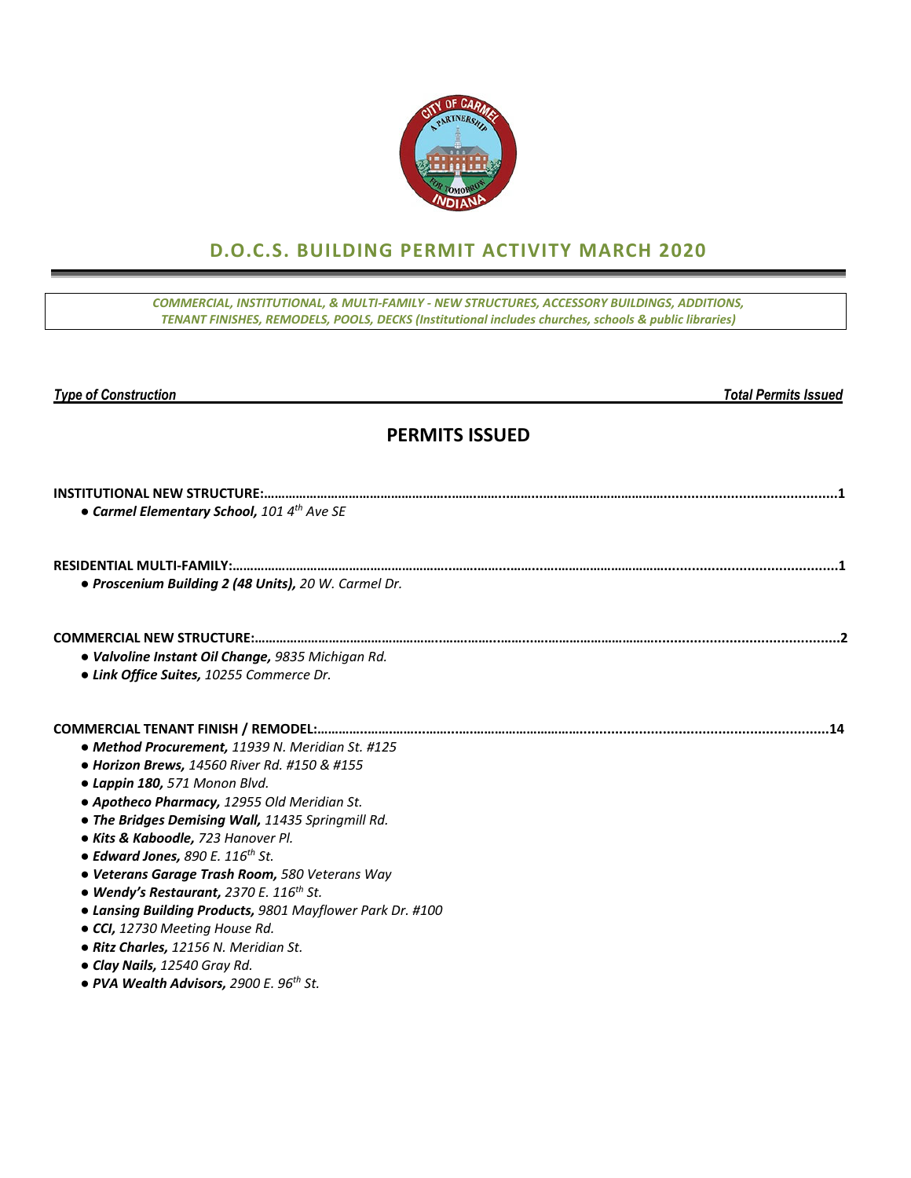# D.O.C.S. BUILDING PERMIT ACTIVITY MARCH 2020

*COMMERCIAL, INSTITUTIONAL, & MULTI-FAMILY - NEW STRUCTURES, ACCESSORY BUILDINGS, ADDITIONS, TENANT FINISHES, REMODELS, POOLS, DECKS (Institutional includes churches, schools & public libraries)*

*Type of Construction* — *Total Permits Issued*

## PERMITS ISSUED

**INSTITUTIONAL NEW STRUCTURE:**……………………………………………………………………………………………1

- ***Carmel Elementary School,*** *101 4th Ave SE*

**RESIDENTIAL MULTI-FAMILY:**……………………………………………………………………………………………1

- ***Proscenium Building 2 (48 Units),*** *20 W. Carmel Dr.*

**COMMERCIAL NEW STRUCTURE:**……………………………………………………………………………………………2

- ***Valvoline Instant Oil Change,*** *9835 Michigan Rd.*
- ***Link Office Suites,*** *10255 Commerce Dr.*

**COMMERCIAL TENANT FINISH / REMODEL:**……………………………………………………………………………………………14

- ***Method Procurement,*** *11939 N. Meridian St. #125*
- ***Horizon Brews,*** *14560 River Rd. #150 & #155*
- ***Lappin 180,*** *571 Monon Blvd.*
- ***Apotheco Pharmacy,*** *12955 Old Meridian St.*
- ***The Bridges Demising Wall,*** *11435 Springmill Rd.*
- ***Kits & Kaboodle,*** *723 Hanover Pl.*
- ***Edward Jones,*** *890 E. 116th St.*
- ***Veterans Garage Trash Room,*** *580 Veterans Way*
- ***Wendy's Restaurant,*** *2370 E. 116th St.*
- ***Lansing Building Products,*** *9801 Mayflower Park Dr. #100*
- ***CCI,*** *12730 Meeting House Rd.*
- ***Ritz Charles,*** *12156 N. Meridian St.*
- ***Clay Nails,*** *12540 Gray Rd.*
- ***PVA Wealth Advisors,*** *2900 E. 96th St.*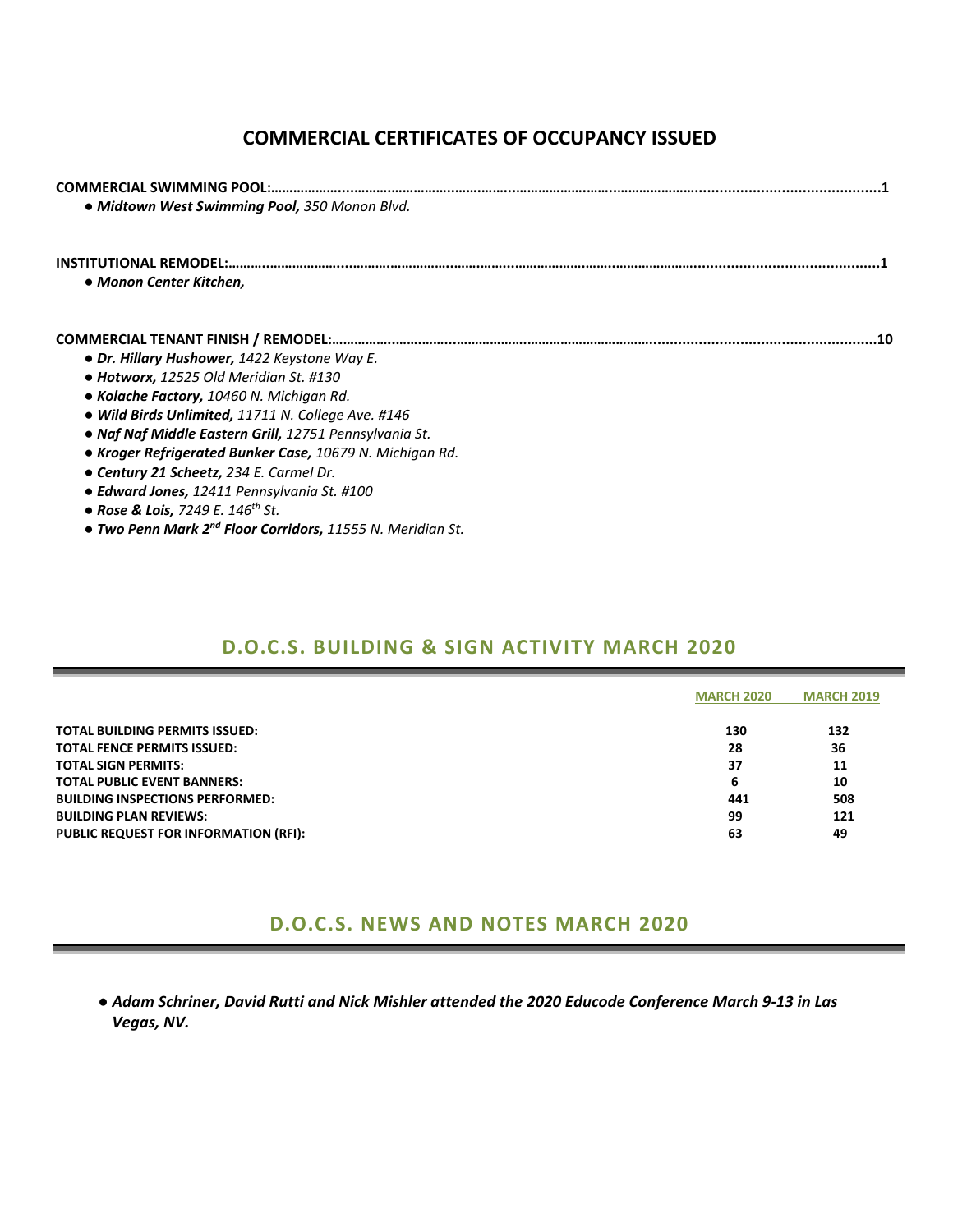# COMMERCIAL CERTIFICATES OF OCCUPANCY ISSUED

**COMMERCIAL SWIMMING POOL:…………………………………………………………………………………………………………1**

- ***Midtown West Swimming Pool,*** *350 Monon Blvd.*

**INSTITUTIONAL REMODEL:………………………………………………………………………………………………………………1**

- ***Monon Center Kitchen,***

**COMMERCIAL TENANT FINISH / REMODEL:…………………………………………………………………………………………10**

- ***Dr. Hillary Hushower,*** *1422 Keystone Way E.*
- ***Hotworx,*** *12525 Old Meridian St. #130*
- ***Kolache Factory,*** *10460 N. Michigan Rd.*
- ***Wild Birds Unlimited,*** *11711 N. College Ave. #146*
- ***Naf Naf Middle Eastern Grill,*** *12751 Pennsylvania St.*
- ***Kroger Refrigerated Bunker Case,*** *10679 N. Michigan Rd.*
- ***Century 21 Scheetz,*** *234 E. Carmel Dr.*
- ***Edward Jones,*** *12411 Pennsylvania St. #100*
- ***Rose & Lois,*** *7249 E. 146th St.*
- ***Two Penn Mark 2nd Floor Corridors,*** *11555 N. Meridian St.*

## D.O.C.S. BUILDING & SIGN ACTIVITY MARCH 2020

| | MARCH 2020 | MARCH 2019 |
|---|---|---|
| **TOTAL BUILDING PERMITS ISSUED:** | **130** | **132** |
| **TOTAL FENCE PERMITS ISSUED:** | **28** | **36** |
| **TOTAL SIGN PERMITS:** | **37** | **11** |
| **TOTAL PUBLIC EVENT BANNERS:** | **6** | **10** |
| **BUILDING INSPECTIONS PERFORMED:** | **441** | **508** |
| **BUILDING PLAN REVIEWS:** | **99** | **121** |
| **PUBLIC REQUEST FOR INFORMATION (RFI):** | **63** | **49** |

## D.O.C.S. NEWS AND NOTES MARCH 2020

- ***Adam Schriner, David Rutti and Nick Mishler attended the 2020 Educode Conference March 9-13 in Las Vegas, NV.***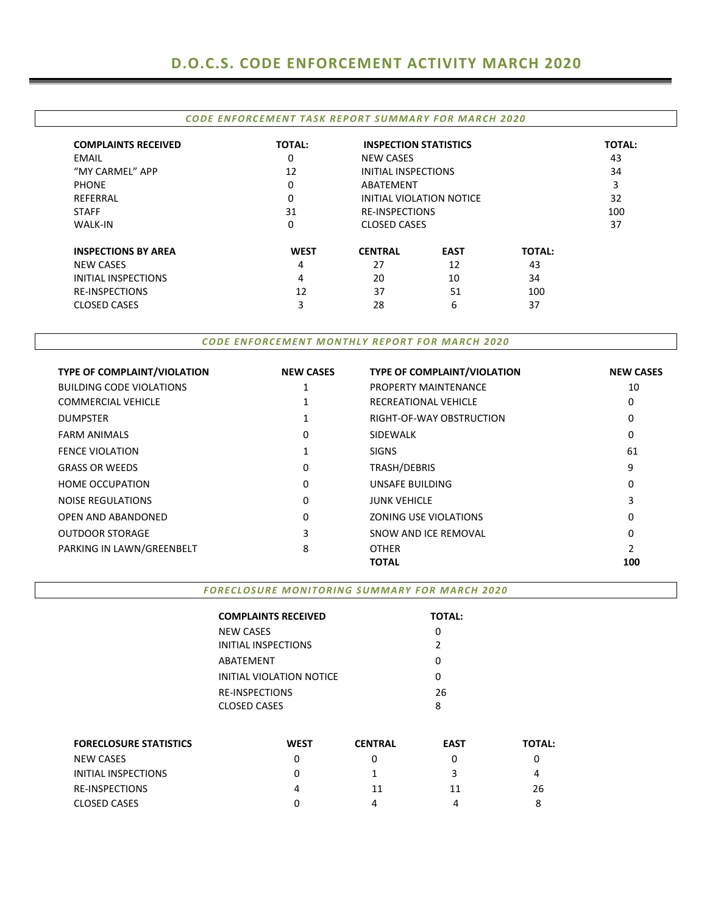# D.O.C.S. CODE ENFORCEMENT ACTIVITY MARCH 2020

### *CODE ENFORCEMENT TASK REPORT SUMMARY FOR MARCH 2020*

| COMPLAINTS RECEIVED | TOTAL: | INSPECTION STATISTICS | TOTAL: |
|---|---|---|---|
| EMAIL | 0 | NEW CASES | 43 |
| "MY CARMEL" APP | 12 | INITIAL INSPECTIONS | 34 |
| PHONE | 0 | ABATEMENT | 3 |
| REFERRAL | 0 | INITIAL VIOLATION NOTICE | 32 |
| STAFF | 31 | RE-INSPECTIONS | 100 |
| WALK-IN | 0 | CLOSED CASES | 37 |

| INSPECTIONS BY AREA | WEST | CENTRAL | EAST | TOTAL: |
|---|---|---|---|---|
| NEW CASES | 4 | 27 | 12 | 43 |
| INITIAL INSPECTIONS | 4 | 20 | 10 | 34 |
| RE-INSPECTIONS | 12 | 37 | 51 | 100 |
| CLOSED CASES | 3 | 28 | 6 | 37 |

### *CODE ENFORCEMENT MONTHLY REPORT FOR MARCH 2020*

| TYPE OF COMPLAINT/VIOLATION | NEW CASES | TYPE OF COMPLAINT/VIOLATION | NEW CASES |
|---|---|---|---|
| BUILDING CODE VIOLATIONS | 1 | PROPERTY MAINTENANCE | 10 |
| COMMERCIAL VEHICLE | 1 | RECREATIONAL VEHICLE | 0 |
| DUMPSTER | 1 | RIGHT-OF-WAY OBSTRUCTION | 0 |
| FARM ANIMALS | 0 | SIDEWALK | 0 |
| FENCE VIOLATION | 1 | SIGNS | 61 |
| GRASS OR WEEDS | 0 | TRASH/DEBRIS | 9 |
| HOME OCCUPATION | 0 | UNSAFE BUILDING | 0 |
| NOISE REGULATIONS | 0 | JUNK VEHICLE | 3 |
| OPEN AND ABANDONED | 0 | ZONING USE VIOLATIONS | 0 |
| OUTDOOR STORAGE | 3 | SNOW AND ICE REMOVAL | 0 |
| PARKING IN LAWN/GREENBELT | 8 | OTHER | 2 |
| | | **TOTAL** | **100** |

### *FORECLOSURE MONITORING SUMMARY FOR MARCH 2020*

| COMPLAINTS RECEIVED | TOTAL: |
|---|---|
| NEW CASES | 0 |
| INITIAL INSPECTIONS | 2 |
| ABATEMENT | 0 |
| INITIAL VIOLATION NOTICE | 0 |
| RE-INSPECTIONS | 26 |
| CLOSED CASES | 8 |

| FORECLOSURE STATISTICS | WEST | CENTRAL | EAST | TOTAL: |
|---|---|---|---|---|
| NEW CASES | 0 | 0 | 0 | 0 |
| INITIAL INSPECTIONS | 0 | 1 | 3 | 4 |
| RE-INSPECTIONS | 4 | 11 | 11 | 26 |
| CLOSED CASES | 0 | 4 | 4 | 8 |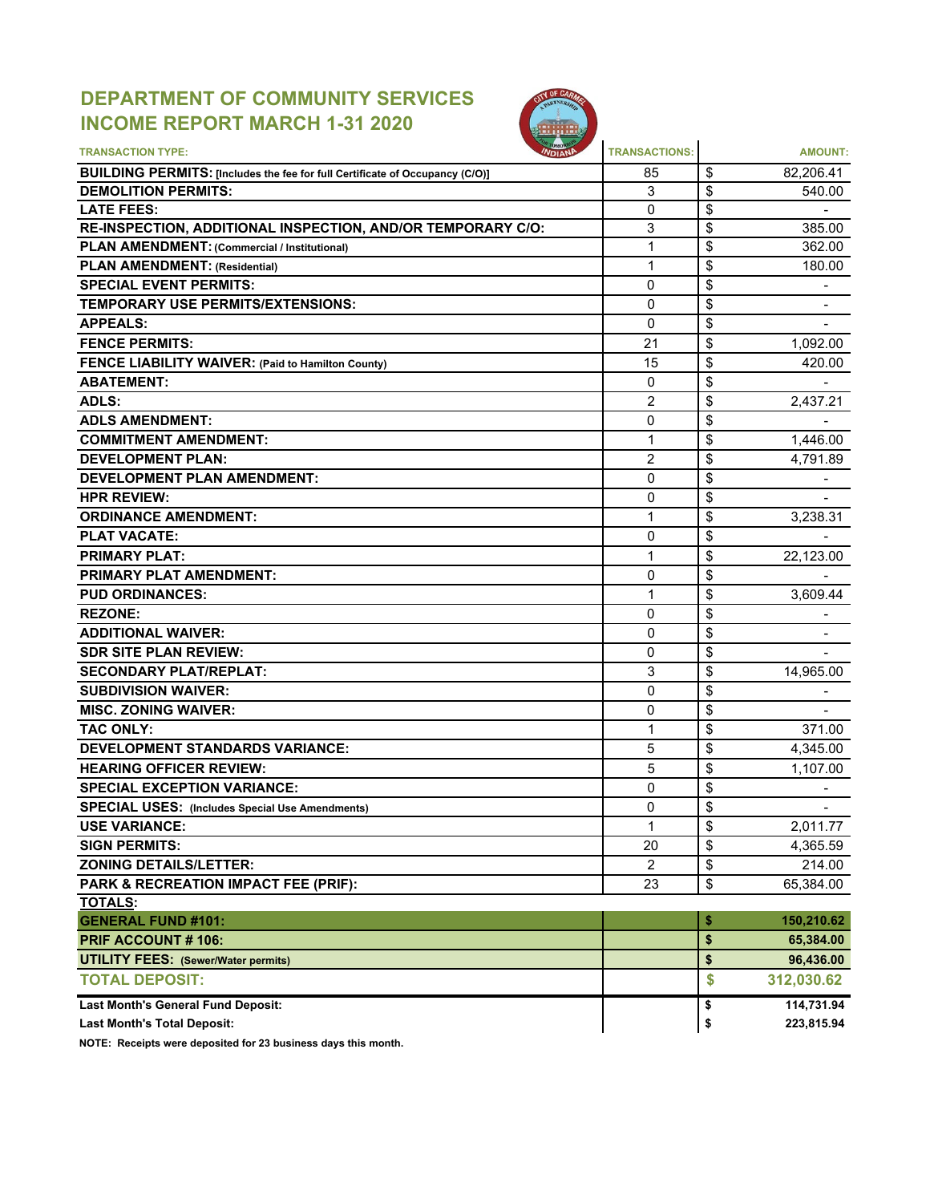# DEPARTMENT OF COMMUNITY SERVICES
## INCOME REPORT MARCH 1-31 2020

| TRANSACTION TYPE: | TRANSACTIONS: | AMOUNT: |
|---|---|---|
| **BUILDING PERMITS:** [Includes the fee for full Certificate of Occupancy (C/O)] | 85 | $ 82,206.41 |
| **DEMOLITION PERMITS:** | 3 | $ 540.00 |
| **LATE FEES:** | 0 | $ - |
| **RE-INSPECTION, ADDITIONAL INSPECTION, AND/OR TEMPORARY C/O:** | 3 | $ 385.00 |
| **PLAN AMENDMENT:** (Commercial / Institutional) | 1 | $ 362.00 |
| **PLAN AMENDMENT:** (Residential) | 1 | $ 180.00 |
| **SPECIAL EVENT PERMITS:** | 0 | $ - |
| **TEMPORARY USE PERMITS/EXTENSIONS:** | 0 | $ - |
| **APPEALS:** | 0 | $ - |
| **FENCE PERMITS:** | 21 | $ 1,092.00 |
| **FENCE LIABILITY WAIVER:** (Paid to Hamilton County) | 15 | $ 420.00 |
| **ABATEMENT:** | 0 | $ - |
| **ADLS:** | 2 | $ 2,437.21 |
| **ADLS AMENDMENT:** | 0 | $ - |
| **COMMITMENT AMENDMENT:** | 1 | $ 1,446.00 |
| **DEVELOPMENT PLAN:** | 2 | $ 4,791.89 |
| **DEVELOPMENT PLAN AMENDMENT:** | 0 | $ - |
| **HPR REVIEW:** | 0 | $ - |
| **ORDINANCE AMENDMENT:** | 1 | $ 3,238.31 |
| **PLAT VACATE:** | 0 | $ - |
| **PRIMARY PLAT:** | 1 | $ 22,123.00 |
| **PRIMARY PLAT AMENDMENT:** | 0 | $ - |
| **PUD ORDINANCES:** | 1 | $ 3,609.44 |
| **REZONE:** | 0 | $ - |
| **ADDITIONAL WAIVER:** | 0 | $ - |
| **SDR SITE PLAN REVIEW:** | 0 | $ - |
| **SECONDARY PLAT/REPLAT:** | 3 | $ 14,965.00 |
| **SUBDIVISION WAIVER:** | 0 | $ - |
| **MISC. ZONING WAIVER:** | 0 | $ - |
| **TAC ONLY:** | 1 | $ 371.00 |
| **DEVELOPMENT STANDARDS VARIANCE:** | 5 | $ 4,345.00 |
| **HEARING OFFICER REVIEW:** | 5 | $ 1,107.00 |
| **SPECIAL EXCEPTION VARIANCE:** | 0 | $ - |
| **SPECIAL USES:** (Includes Special Use Amendments) | 0 | $ - |
| **USE VARIANCE:** | 1 | $ 2,011.77 |
| **SIGN PERMITS:** | 20 | $ 4,365.59 |
| **ZONING DETAILS/LETTER:** | 2 | $ 214.00 |
| **PARK & RECREATION IMPACT FEE (PRIF):** | 23 | $ 65,384.00 |
| **TOTALS:** | | |
| **GENERAL FUND #101:** | | **$ 150,210.62** |
| **PRIF ACCOUNT # 106:** | | **$ 65,384.00** |
| **UTILITY FEES:** (Sewer/Water permits) | | **$ 96,436.00** |
| **TOTAL DEPOSIT:** | | **$ 312,030.62** |
| **Last Month's General Fund Deposit:** | | **$ 114,731.94** |
| **Last Month's Total Deposit:** | | **$ 223,815.94** |

**NOTE: Receipts were deposited for 23 business days this month.**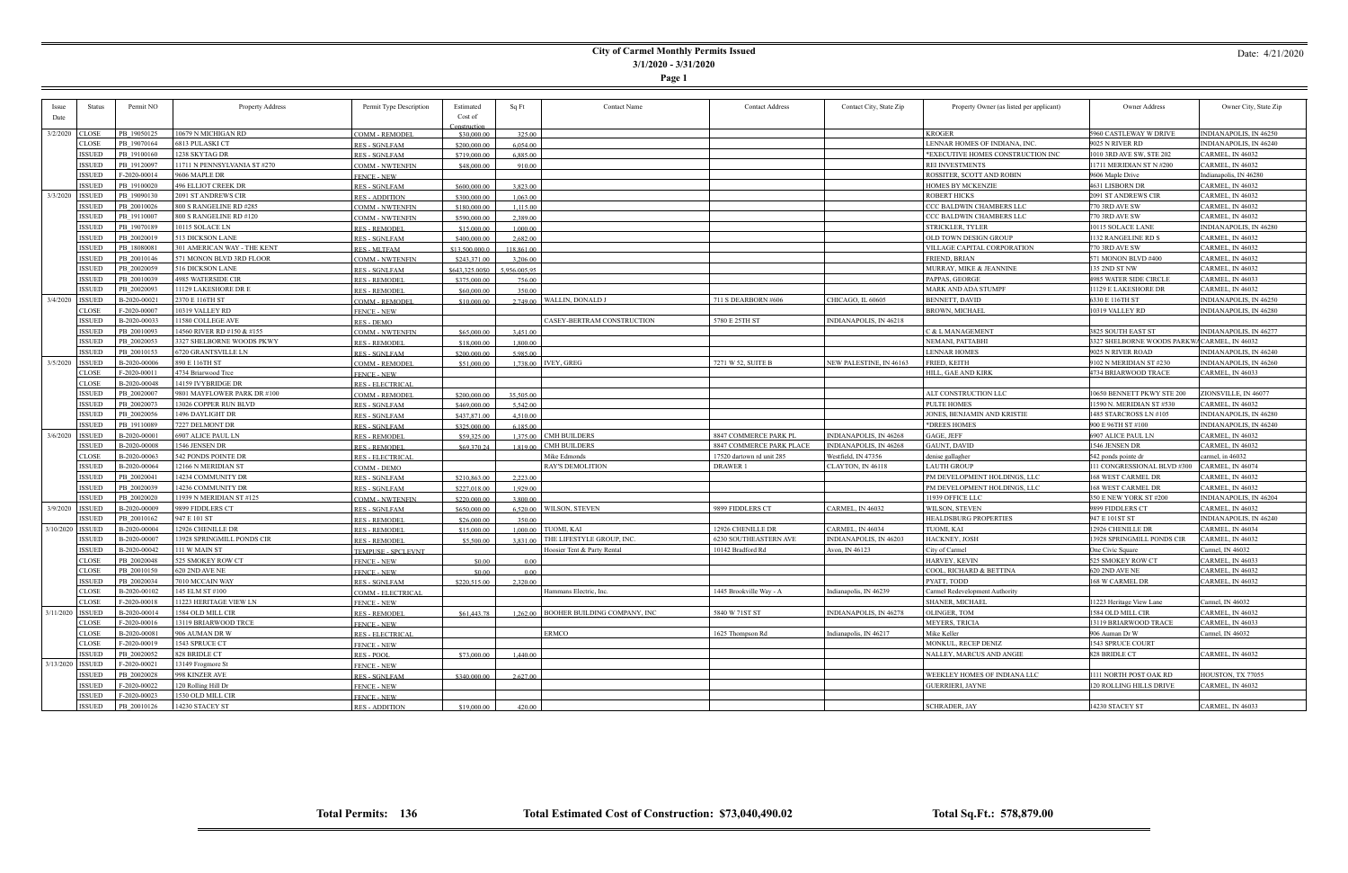# City of Carmel Monthly Permits Issued

**3/1/2020 - 3/31/2020**

**Page 1**

Date: 4/21/2020

| Issue Date | Status | Permit NO | Property Address | Permit Type Description | Estimated Cost of Construction | Sq Ft | Contact Name | Contact Address | Contact City, State Zip | Property Owner (as listed per applicant) | Owner Address | Owner City, State Zip |
|---|---|---|---|---|---|---|---|---|---|---|---|---|
| 3/2/2020 | CLOSE | PB_19050125 | 10679 N MICHIGAN RD | COMM - REMODEL | $30,000.00 | 325.00 | | | | KROGER | 5960 CASTLEWAY W DRIVE | INDIANAPOLIS, IN 46250 |
| | CLOSE | PB_19070164 | 6813 PULASKI CT | RES - SGNLFAM | $200,000.00 | 6,054.00 | | | | LENNAR HOMES OF INDIANA, INC. | 9025 N RIVER RD | INDIANAPOLIS, IN 46240 |
| | ISSUED | PB_19100160 | 1238 SKYTAG DR | RES - SGNLFAM | $719,000.00 | 6,885.00 | | | | *EXECUTIVE HOMES CONSTRUCTION INC | 1010 3RD AVE SW, STE 202 | CARMEL, IN 46032 |
| | ISSUED | PB_19120097 | 11711 N PENNSYLVANIA ST #270 | COMM - NWTENFIN | $48,000.00 | 910.00 | | | | REI INVESTMENTS | 11711 MERIDIAN ST N #200 | CARMEL, IN 46032 |
| | ISSUED | F-2020-00014 | 9606 MAPLE DR | FENCE - NEW | | | | | | ROSSITER, SCOTT AND ROBIN | 9606 Maple Drive | Indianapolis, IN 46280 |
| | ISSUED | PB_19100020 | 496 ELLIOT CREEK DR | RES - SGNLFAM | $600,000.00 | 3,823.00 | | | | HOMES BY MCKENZIE | 4631 LISBORN DR | CARMEL, IN 46032 |
| 3/3/2020 | ISSUED | PB_19090130 | 2091 ST ANDREWS CIR | RES - ADDITION | $300,000.00 | 1,063.00 | | | | ROBERT HICKS | 2091 ST ANDREWS CIR | CARMEL, IN 46032 |
| | ISSUED | PB_20010026 | 800 S RANGELINE RD #285 | COMM - NWTENFIN | $180,000.00 | 1,115.00 | | | | CCC BALDWIN CHAMBERS LLC | 770 3RD AVE SW | CARMEL, IN 46032 |
| | ISSUED | PB_19110007 | 800 S RANGELINE RD #120 | COMM - NWTENFIN | $590,000.00 | 2,389.00 | | | | CCC BALDWIN CHAMBERS LLC | 770 3RD AVE SW | CARMEL, IN 46032 |
| | ISSUED | PB_19070189 | 10115 SOLACE LN | RES - REMODEL | $15,000.00 | 1,000.00 | | | | STRICKLER, TYLER | 10115 SOLACE LANE | INDIANAPOLIS, IN 46280 |
| | ISSUED | PB_20020019 | 513 DICKSON LANE | RES - SGNLFAM | $400,000.00 | 2,682.00 | | | | OLD TOWN DESIGN GROUP | 1132 RANGELINE RD S | CARMEL, IN 46032 |
| | ISSUED | PB_18080081 | 301 AMERICAN WAY - THE KENT | RES - MLTFAM | $13,500,000.0 | 118,861.00 | | | | VILLAGE CAPITAL CORPORATION | 770 3RD AVE SW | CARMEL, IN 46032 |
| | ISSUED | PB_20010146 | 571 MONON BLVD 3RD FLOOR | COMM - NWTENFIN | $243,371.00 | 3,206.00 | | | | FRIEND, BRIAN | 571 MONON BLVD #400 | CARMEL, IN 46032 |
| | ISSUED | PB_20020059 | 516 DICKSON LANE | RES - SGNLFAM | $643,325.00$0 | 5,956.005,95 | | | | MURRAY, MIKE & JEANNINE | 135 2ND ST NW | CARMEL, IN 46032 |
| | ISSUED | PB_20010039 | 4985 WATERSIDE CIR | RES - REMODEL | $375,000.00 | 756.00 | | | | PAPPAS, GEORGE | 4985 WATER SIDE CIRCLE | CARMEL, IN 46033 |
| | ISSUED | PB_20020093 | 11129 LAKESHORE DR E | RES - REMODEL | $60,000.00 | 350.00 | | | | MARK AND ADA STUMPF | 11129 E LAKESHORE DR | CARMEL, IN 46032 |
| 3/4/2020 | ISSUED | B-2020-00021 | 2370 E 116TH ST | COMM - REMODEL | $10,000.00 | 2,749.00 | WALLIN, DONALD J | 711 S DEARBORN #606 | CHICAGO, IL 60605 | BENNETT, DAVID | 6330 E 116TH ST | INDIANAPOLIS, IN 46250 |
| | CLOSE | F-2020-00007 | 10319 VALLEY RD | FENCE - NEW | | | | | | BROWN, MICHAEL | 10319 VALLEY RD | INDIANAPOLIS, IN 46280 |
| | ISSUED | B-2020-00033 | 11580 COLLEGE AVE | RES - DEMO | | | CASEY-BERTRAM CONSTRUCTION | 5780 E 25TH ST | INDIANAPOLIS, IN 46218 | | | |
| | ISSUED | PB_20010093 | 14560 RIVER RD #150 & #155 | COMM - NWTENFIN | $65,000.00 | 3,451.00 | | | | C & L MANAGEMENT | 3825 SOUTH EAST ST | INDIANAPOLIS, IN 46277 |
| | ISSUED | PB_20020053 | 3327 SHELBORNE WOODS PKWY | RES - REMODEL | $18,000.00 | 1,800.00 | | | | NEMANI, PATTABHI | 3327 SHELBORNE WOODS PARKWA | CARMEL, IN 46032 |
| | ISSUED | PB_20010153 | 6720 GRANTSVILLE LN | RES - SGNLFAM | $200,000.00 | 5,985.00 | | | | LENNAR HOMES | 9025 N RIVER ROAD | INDIANAPOLIS, IN 46240 |
| 3/5/2020 | ISSUED | B-2020-00006 | 890 E 116TH ST | COMM - REMODEL | $51,000.00 | 1,738.00 | IVEY, GREG | 7271 W 52, SUITE B | NEW PALESTINE, IN 46163 | FRIED, KEITH | 9102 N MERIDIAN ST #230 | INDIANAPOLIS, IN 46260 |
| | CLOSE | F-2020-00011 | 4734 Briarwood Trce | FENCE - NEW | | | | | | HILL, GAE AND KIRK | 4734 BRIARWOOD TRACE | CARMEL, IN 46033 |
| | CLOSE | B-2020-00048 | 14159 IVYBRIDGE DR | RES - ELECTRICAL | | | | | | | | |
| | ISSUED | PB_20020007 | 9801 MAYFLOWER PARK DR #100 | COMM - REMODEL | $200,000.00 | 35,505.00 | | | | ALT CONSTRUCTION LLC | 10650 BENNETT PKWY STE 200 | ZIONSVILLE, IN 46077 |
| | ISSUED | PB_20020073 | 13026 COPPER RUN BLVD | RES - SGNLFAM | $469,000.00 | 5,542.00 | | | | PULTE HOMES | 11590 N. MERIDIAN ST #530 | CARMEL, IN 46032 |
| | ISSUED | PB_20020056 | 1496 DAYLIGHT DR | RES - SGNLFAM | $437,871.00 | 4,510.00 | | | | JONES, BENJAMIN AND KRISTIE | 1485 STARCROSS LN #105 | INDIANAPOLIS, IN 46280 |
| | ISSUED | PB_19110089 | 7227 DELMONT DR | RES - SGNLFAM | $325,000.00 | 6,185.00 | | | | *DREES HOMES | 900 E 96TH ST #100 | INDIANAPOLIS, IN 46240 |
| 3/6/2020 | ISSUED | B-2020-00001 | 6907 ALICE PAUL LN | RES - REMODEL | $59,325.00 | 1,375.00 | CMH BUILDERS | 8847 COMMERCE PARK PL | INDIANAPOLIS, IN 46268 | GAGE, JEFF | 6907 ALICE PAUL LN | CARMEL, IN 46032 |
| | ISSUED | B-2020-00008 | 1546 JENSEN DR | RES - REMODEL | $69,170.24 | 1,819.00 | CMH BUILDERS | 8847 COMMERCE PARK PLACE | INDIANAPOLIS, IN 46268 | GAUNT, DAVID | 1546 JENSEN DR | CARMEL, IN 46032 |
| | CLOSE | B-2020-00063 | 542 PONDS POINTE DR | RES - ELECTRICAL | | | Mike Edmonds | 17520 dartown rd unit 285 | Westfield, IN 47356 | denise gallagher | 542 ponds pointe dr | carmel, in 46032 |
| | ISSUED | B-2020-00064 | 12166 N MERIDIAN ST | COMM - DEMO | | | RAY'S DEMOLITION | DRAWER 1 | CLAYTON, IN 46118 | LAUTH GROUP | 111 CONGRESSIONAL BLVD #300 | CARMEL, IN 46074 |
| | ISSUED | PB_20020041 | 14234 COMMUNITY DR | RES - SGNLFAM | $210,863.00 | 2,223.00 | | | | PM DEVELOPMENT HOLDINGS, LLC | 168 WEST CARMEL DR | CARMEL, IN 46032 |
| | ISSUED | PB_20020039 | 14236 COMMUNITY DR | RES - SGNLFAM | $227,018.00 | 1,929.00 | | | | PM DEVELOPMENT HOLDINGS, LLC | 168 WEST CARMEL DR | CARMEL, IN 46032 |
| | ISSUED | PB_20020020 | 11939 N MERIDIAN ST #125 | COMM - NWTENFIN | $220,000.00 | 3,800.00 | | | | 11939 OFFICE LLC | 350 E NEW YORK ST #200 | INDIANAPOLIS, IN 46204 |
| 3/9/2020 | ISSUED | B-2020-00009 | 9899 FIDDLERS CT | RES - SGNLFAM | $650,000.00 | 6,520.00 | WILSON, STEVEN | 9899 FIDDLERS CT | CARMEL, IN 46032 | WILSON, STEVEN | 9899 FIDDLERS CT | CARMEL, IN 46032 |
| | ISSUED | PB_20010162 | 947 E 101 ST | RES - REMODEL | $26,000.00 | 350.00 | | | | HEALDSBURG PROPERTIES | 947 E 101ST ST | INDIANAPOLIS, IN 46240 |
| 3/10/2020 | ISSUED | B-2020-00004 | 12926 CHENILLE DR | RES - REMODEL | $15,000.00 | 1,000.00 | TUOMI, KAI | 12926 CHENILLE DR | CARMEL, IN 46034 | TUOMI, KAI | 12926 CHENILLE DR | CARMEL, IN 46034 |
| | ISSUED | B-2020-00007 | 13928 SPRINGMILL PONDS CIR | RES - REMODEL | $5,500.00 | 3,831.00 | THE LIFESTYLE GROUP, INC. | 6230 SOUTHEASTERN AVE | INDIANAPOLIS, IN 46203 | HACKNEY, JOSH | 13928 SPRINGMILL PONDS CIR | CARMEL, IN 46032 |
| | ISSUED | B-2020-00042 | 111 W MAIN ST | TEMPUSE - SPCLEVNT | | | Hoosier Tent & Party Rental | 10142 Bradford Rd | Avon, IN 46123 | City of Carmel | One Civic Square | Carmel, IN 46032 |
| | CLOSE | PB_20020048 | 525 SMOKEY ROW CT | FENCE - NEW | $0.00 | 0.00 | | | | HARVEY, KEVIN | 525 SMOKEY ROW CT | CARMEL, IN 46033 |
| | CLOSE | PB_20010150 | 620 2ND AVE NE | FENCE - NEW | $0.00 | 0.00 | | | | COOL, RICHARD & BETTINA | 620 2ND AVE NE | CARMEL, IN 46032 |
| | ISSUED | PB_20020034 | 7010 MCCAIN WAY | RES - SGNLFAM | $220,515.00 | 2,320.00 | | | | PYATT, TODD | 168 W CARMEL DR | CARMEL, IN 46032 |
| | CLOSE | B-2020-00102 | 145 ELM ST #100 | COMM - ELECTRICAL | | | Hammans Electric, Inc. | 1445 Brookville Way - A | Indianapolis, IN 46239 | Carmel Redevelopment Authority | | |
| | CLOSE | F-2020-00018 | 11223 HERITAGE VIEW LN | FENCE - NEW | | | | | | SHANER, MICHAEL | 11223 Heritage View Lane | Carmel, IN 46032 |
| 3/11/2020 | ISSUED | B-2020-00014 | 1584 OLD MILL CIR | RES - REMODEL | $61,443.78 | 1,262.00 | BOOHER BUILDING COMPANY, INC | 5840 W 71ST ST | INDIANAPOLIS, IN 46278 | OLINGER, TOM | 1584 OLD MILL CIR | CARMEL, IN 46032 |
| | CLOSE | F-2020-00016 | 13119 BRIARWOOD TRCE | FENCE - NEW | | | | | | MEYERS, TRICIA | 13119 BRIARWOOD TRACE | CARMEL, IN 46033 |
| | CLOSE | B-2020-00081 | 906 AUMAN DR W | RES - ELECTRICAL | | | ERMCO | 1625 Thompson Rd | Indianapolis, IN 46217 | Mike Keller | 906 Auman Dr W | Carmel, IN 46032 |
| | CLOSE | F-2020-00019 | 1543 SPRUCE CT | FENCE - NEW | | | | | | MONKUL, RECEP DENIZ | 1543 SPRUCE COURT | |
| | ISSUED | PB_20020052 | 828 BRIDLE CT | RES - POOL | $73,000.00 | 1,440.00 | | | | NALLEY, MARCUS AND ANGIE | 828 BRIDLE CT | CARMEL, IN 46032 |
| 3/13/2020 | ISSUED | F-2020-00021 | 13149 Frogmore St | FENCE - NEW | | | | | | | | |
| | ISSUED | PB_20020028 | 998 KINZER AVE | RES - SGNLFAM | $340,000.00 | 2,627.00 | | | | WEEKLEY HOMES OF INDIANA LLC | 1111 NORTH POST OAK RD | HOUSTON, TX 77055 |
| | ISSUED | F-2020-00022 | 120 Rolling Hill Dr | FENCE - NEW | | | | | | GUERRIERI, JAYNE | 120 ROLLING HILLS DRIVE | CARMEL, IN 46032 |
| | ISSUED | F-2020-00023 | 1530 OLD MILL CIR | FENCE - NEW | | | | | | | | |
| | ISSUED | PB_20010126 | 14230 STACEY ST | RES - ADDITION | $19,000.00 | 420.00 | | | | SCHRADER, JAY | 14230 STACEY ST | CARMEL, IN 46033 |

**Total Permits: 136** **Total Estimated Cost of Construction: $73,040,490.02** **Total Sq.Ft.: 578,879.00**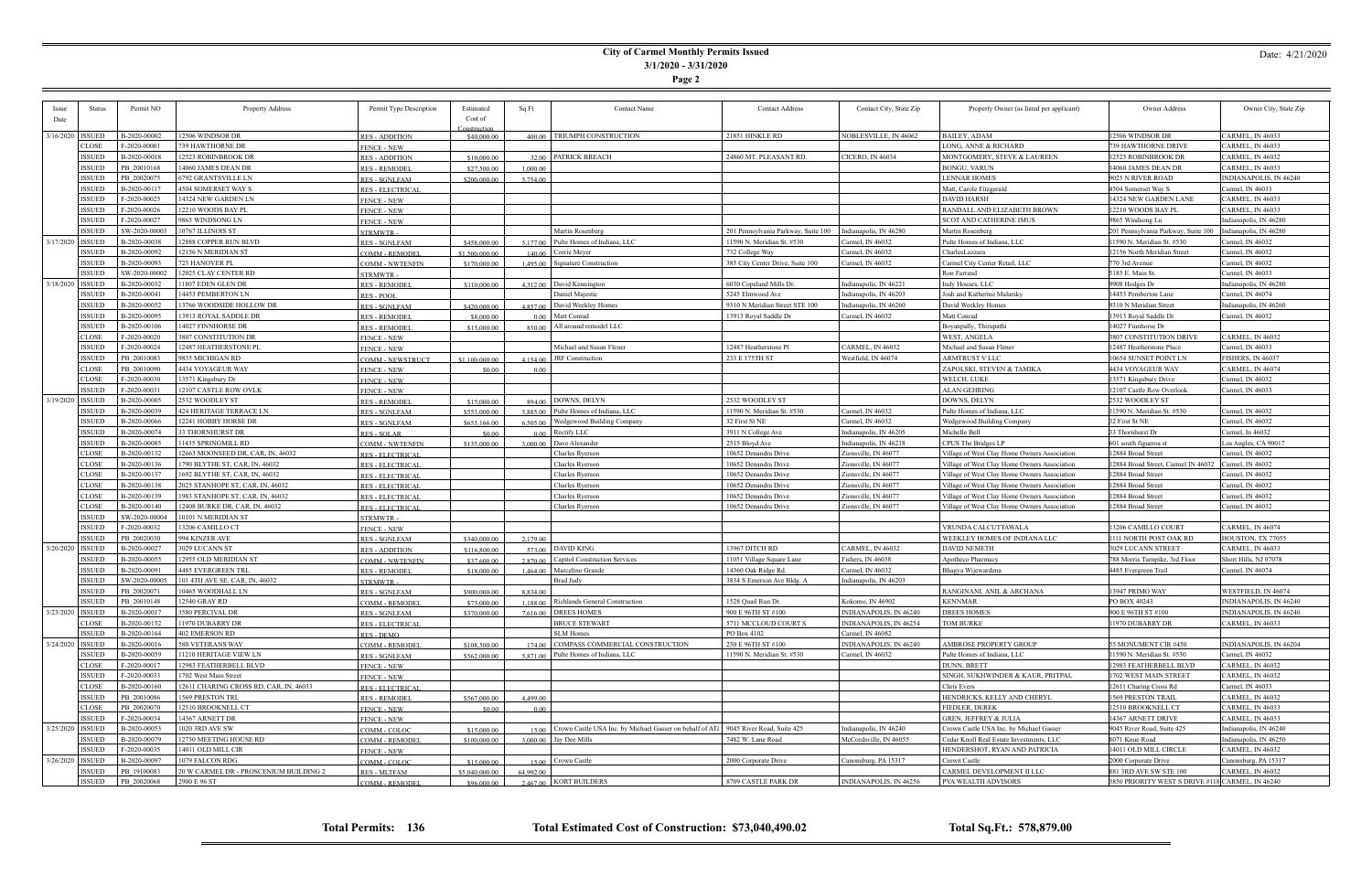# City of Carmel Monthly Permits Issued

**3/1/2020 - 3/31/2020**

Date: 4/21/2020

| Issue Date | Status | Permit NO | Property Address | Permit Type Description | Estimated Cost of Construction | Sq Ft | Contact Name | Contact Address | Contact City, State Zip | Property Owner (as listed per applicant) | Owner Address | Owner City, State Zip |
|---|---|---|---|---|---|---|---|---|---|---|---|---|
| 3/16/2020 | ISSUED | B-2020-00002 | 12506 WINDSOR DR | RES - ADDITION | $40,000.00 | 400.00 | TRIUMPH CONSTRUCTION | 21851 HINKLE RD | NOBLESVILLE, IN 46062 | BAILEY, ADAM | 12506 WINDSOR DR | CARMEL, IN 46033 |
| | CLOSE | F-2020-00001 | 739 HAWTHORNE DR | FENCE - NEW | | | | | | LONG, ANNE & RICHARD | 739 HAWTHORNE DRIVE | CARMEL, IN 46033 |
| | ISSUED | B-2020-00018 | 12523 ROBINBROOK DR | RES - ADDITION | $10,000.00 | 32.00 | PATRICK BREACH | 24860 MT. PLEASANT RD. | CICERO, IN 46034 | MONTGOMERY, STEVE & LAUREEN | 12523 ROBINBROOK DR | CARMEL, IN 46032 |
| | ISSUED | PB_20010168 | 14060 JAMES DEAN DR | RES - REMODEL | $27,500.00 | 1,000.00 | | | | BONGU, VARUN | 14060 JAMES DEAN DR | CARMEL, IN 46033 |
| | ISSUED | PB_20020075 | 6792 GRANTSVILLE LN | RES - SGNLFAM | $200,000.00 | 5,754.00 | | | | LENNAR HOMES | 9025 N RIVER ROAD | INDIANAPOLIS, IN 46240 |
| | ISSUED | B-2020-00117 | 4504 SOMERSET WAY S | RES - ELECTRICAL | | | | | | Matt, Carole Fitzgerald | 4504 Somerset Way S | Carmel, IN 46033 |
| | ISSUED | F-2020-00025 | 14324 NEW GARDEN LN | FENCE - NEW | | | | | | DAVID HARSH | 14324 NEW GARDEN LANE | CARMEL, IN 46033 |
| | ISSUED | F-2020-00026 | 12210 WOODS BAY PL | FENCE - NEW | | | | | | RANDALL AND ELIZABETH BROWN | 12210 WOODS BAY PL | CARMEL, IN 46033 |
| | ISSUED | F-2020-00027 | 9865 WINDSONG LN | FENCE - NEW | | | | | | SCOT AND CATHERINE IMUS | 9865 Windsong Ln | Indianapolis, IN 46280 |
| | ISSUED | SW-2020-00003 | 10767 ILLINOIS ST | STRMWTR - | | | Martin Rosenberg | 201 Pennsylvania Parkway, Suite 100 | Indianapolis, IN 46280 | Martin Rosenberg | 201 Pennsylvania Parkway, Suite 100 | Indianapolis, IN 46280 |
| 3/17/2020 | ISSUED | B-2020-00038 | 12888 COPPER RUN BLVD | RES - SGNLFAM | $458,000.00 | 5,177.00 | Pulte Homes of Indiana, LLC | 11590 N. Meridian St. #530 | Carmel, IN 46032 | Pulte Homes of Indiana, LLC | 11590 N. Meridian St. #530 | Carmel, IN 46032 |
| | ISSUED | B-2020-00092 | 12156 N MERIDIAN ST | COMM - REMODEL | $1,500,000.00 | 140.00 | Corrie Meyer | 732 College Way | Carmel, IN 46032 | CharlesLazzara | 12156 North Meridian Street | Carmel, IN 46032 |
| | ISSUED | B-2020-00093 | 723 HANOVER PL | COMM - NWTENFIN | $170,000.00 | 1,495.00 | Signature Construction | 385 City Center Drive, Suite 100 | Carmel, IN 46032 | Carmel City Center Retail, LLC | 770 3rd Avenue | Carmel, IN 46032 |
| | ISSUED | SW-2020-00002 | 12025 CLAY CENTER RD | STRMWTR - | | | | | | Ron Farrand | 5185 E. Main St. | Carmel, IN 46033 |
| 3/18/2020 | ISSUED | B-2020-00032 | 11807 EDEN GLEN DR | RES - REMODEL | $110,000.00 | 4,312.00 | David Kennington | 6030 Copeland Mills Dr. | Indianapolis, IN 46221 | Indy Houses, LLC | 9908 Hodges Dr | Indianapolis, IN 46280 |
| | ISSUED | B-2020-00041 | 14453 PEMBERTON LN | RES - POOL | | | Daniel Majestic | 5245 Elmwood Ave | Indianapolis, IN 46203 | Josh and Katherine Malarsky | 14453 Pemberton Lane | Carmel, IN 46074 |
| | ISSUED | B-2020-00052 | 13766 WOODSIDE HOLLOW DR | RES - SGNLFAM | $420,000.00 | 4,857.00 | David Weekley Homes | 9310 N Meridian Street STE 100 | Indianapolis, IN 46260 | David Weekley Homes | 9310 N Meridian Street | Indianapolis, IN 46260 |
| | ISSUED | B-2020-00095 | 13913 ROYAL SADDLE DR | RES - REMODEL | $8,000.00 | 0.00 | Matt Conrad | 13913 Royal Saddle Dr | Carmel, IN 46032 | Matt Conrad | 13913 Royal Saddle Dr | Carmel, IN 46032 |
| | ISSUED | B-2020-00106 | 14027 FINNHORSE DR | RES - REMODEL | $15,000.00 | 850.00 | All around remodel LLC | | | Boyanpally, Thirupathi | 14027 Finnhorse Dr | |
| | CLOSE | F-2020-00020 | 3807 CONSTITUTION DR | FENCE - NEW | | | | | | WEST, ANGELA | 3807 CONSTITUTION DRIVE | CARMEL, IN 46032 |
| | ISSUED | F-2020-00024 | 12487 HEATHERSTONE PL | FENCE - NEW | | | Michael and Susan Flener | 12487 Heatherstone Pl | CARMEL, IN 46032 | Michael and Susan Flener | 12487 Heatherstone Place | Carmel, IN 46033 |
| | ISSUED | PB_20010083 | 9835 MICHIGAN RD | COMM - NEWSTRUCT | $1,100,000.00 | 4,154.00 | JRP Construction | 233 E 175TH ST | Westfield, IN 46074 | ARMTRUST V LLC | 10654 SUNSET POINT LN | FISHERS, IN 46037 |
| | CLOSE | PB_20010090 | 4434 VOYAGEUR WAY | FENCE - NEW | $0.00 | 0.00 | | | | ZAPOLSKI, STEVEN & TAMIKA | 4434 VOYAGEUR WAY | CARMEL, IN 46074 |
| | CLOSE | F-2020-00030 | 13571 Kingsbury Dr | FENCE - NEW | | | | | | WELCH, LUKE | 13571 Kingsbury Drive | Carmel, IN 46032 |
| | ISSUED | F-2020-00031 | 12107 CASTLE ROW OVLK | FENCE - NEW | | | | | | ALAN GEHRING | 12107 Castle Row Overlook | Carmel, IN 46033 |
| 3/19/2020 | ISSUED | B-2020-00005 | 2532 WOODLEY ST | RES - REMODEL | $15,000.00 | 894.00 | DOWNS, DELYN | 2532 WOODLEY ST | | DOWNS, DELYN | 2532 WOODLEY ST | |
| | ISSUED | B-2020-00039 | 424 HERITAGE TERRACE LN | RES - SGNLFAM | $553,000.00 | 5,885.00 | Pulte Homes of Indiana, LLC | 11590 N. Meridian St. #530 | Carmel, IN 46032 | Pulte Homes of Indiana, LLC | 11590 N. Meridian St. #530 | Carmel, IN 46032 |
| | ISSUED | B-2020-00066 | 12241 HOBBY HORSE DR | RES - SGNLFAM | $655,166.00 | 6,505.00 | Wedgewood Building Company | 32 First St NE | Carmel, IN 46032 | Wedgewood Building Company | 32 First St NE | Carmel, IN 46032 |
| | ISSUED | B-2020-00074 | 33 THORNHURST DR | RES - SOLAR | $0.00 | 0.00 | Rectify LLC | 3911 N College Ave | Indianapolis, IN 46205 | Michelle Bell | 33 Thornhurst Dr | Carmel, In 46032 |
| | ISSUED | B-2020-00085 | 11435 SPRINGMILL RD | COMM - NWTENFIN | $135,000.00 | 3,000.00 | Dave Alexander | 2515 Bloyd Ave | Indianapolis, IN 46218 | CPUS The Bridges LP | 601 south figueroa st | Los Angles, CA 90017 |
| | CLOSE | B-2020-00132 | 12663 MOONSEED DR, CAR, IN, 46032 | RES - ELECTRICAL | | | Charles Ryerson | 10652 Denandra Drive | Zionsville, IN 46077 | Village of West Clay Home Owners Association | 12884 Broad Street | Carmel, IN 46032 |
| | CLOSE | B-2020-00136 | 1790 BLYTHE ST, CAR, IN, 46032 | RES - ELECTRICAL | | | Charles Ryerson | 10652 Denandra Drive | Zionsville, IN 46077 | Village of West Clay Home Owners Association | 12884 Broad Street, Carmel IN 46032 | Carmel, IN 46032 |
| | CLOSE | B-2020-00137 | 1692 BLYTHE ST, CAR, IN, 46032 | RES - ELECTRICAL | | | Charles Ryerson | 10652 Denandra Drive | Zionsville, IN 46077 | Village of West Clay Home Owners Association | 12884 Broad Street | Carmel, IN 46032 |
| | CLOSE | B-2020-00138 | 2025 STANHOPE ST, CAR, IN, 46032 | RES - ELECTRICAL | | | Charles Ryerson | 10652 Denandra Drive | Zionsville, IN 46077 | Village of West Clay Home Owners Association | 12884 Broad Street | Carmel, IN 46032 |
| | CLOSE | B-2020-00139 | 1983 STANHOPE ST, CAR, IN, 46032 | RES - ELECTRICAL | | | Charles Ryerson | 10652 Denandra Drive | Zionsville, IN 46077 | Village of West Clay Home Owners Association | 12884 Broad Street | Carmel, IN 46032 |
| | CLOSE | B-2020-00140 | 12408 BURKE DR, CAR, IN, 46032 | RES - ELECTRICAL | | | Charles Ryerson | 10652 Denandra Drive | Zionsville, IN 46077 | Village of West Clay Home Owners Association | 12884 Broad Street | Carmel, IN 46032 |
| | ISSUED | SW-2020-00004 | 10101 N MERIDIAN ST | STRMWTR - | | | | | | | | |
| | ISSUED | F-2020-00032 | 13206 CAMILLO CT | FENCE - NEW | | | | | | VRUNDA CALCUTTAWALA | 13206 CAMILLO COURT | CARMEL, IN 46074 |
| | ISSUED | PB_20020030 | 994 KINZER AVE | RES - SGNLFAM | $340,000.00 | 2,179.00 | | | | WEEKLEY HOMES OF INDIANA LLC | 1111 NORTH POST OAK RD | HOUSTON, TX 77055 |
| 3/20/2020 | ISSUED | B-2020-00027 | 3029 LUCANN ST | RES - ADDITION | $116,800.00 | 573.00 | DAVID KING | 13967 DITCH RD | CARMEL, IN 46032 | DAVID NEMETH | 3029 LUCANN STREET | CARMEL, IN 46033 |
| | ISSUED | B-2020-00055 | 12955 OLD MERIDIAN ST | COMM - NWTENFIN | $37,600.00 | 2,870.00 | Capitol Construction Services | 11051 Village Square Lane | Fishers, IN 46038 | Apotheco Pharmacy | 788 Morris Turnpike, 3rd Floor | Short Hills, NJ 07078 |
| | ISSUED | B-2020-00091 | 4485 EVERGREEN TRL | RES - REMODEL | $18,000.00 | 1,464.00 | Marcelino Grande | 14360 Oak Ridge Rd. | Carmel, IN 46032 | Bhagya Wijewardena | 4485 Evergreen Trail | Carmel, IN 46074 |
| | ISSUED | SW-2020-00005 | 101 4TH AVE SE, CAR, IN, 46032 | STRMWTR - | | | Brad Judy | 3834 S Emerson Ave Bldg. A | Indianapolis, IN 46203 | | | |
| | ISSUED | PB_20020074 | 10465 WOODHALL LN | RES - SGNLFAM | $900,000.00 | 8,834.00 | | | | RANGINANI, ANIL & ARCHANA | 13947 PRIMO WAY | WESTFIELD, IN 46074 |
| | ISSUED | PB_20010148 | 12540 GRAY RD | COMM - REMODEL | $75,000.00 | 1,188.00 | Richlands General Construction | 1528 Quail Run Dr. | Kokomo, IN 46902 | KENNMAR | PO BOX 40243 | INDIANAPOLIS, IN 46240 |
| 3/23/2020 | ISSUED | B-2020-00017 | 3580 PERCIVAL DR | RES - SGNLFAM | $370,000.00 | 7,616.00 | DREES HOMES | 900 E 96TH ST #100 | INDIANAPOLIS, IN 46240 | DREES HOMES | 900 E 96TH ST #100 | INDIANAPOLIS, IN 46240 |
| | CLOSE | B-2020-00152 | 11970 DUBARRY DR | RES - ELECTRICAL | | | BRUCE STEWART | 5711 MCCLOUD COURT S | INDIANAPOLIS, IN 46254 | TOM BURKE | 11970 DUBARRY DR | CARMEL, IN 46033 |
| | ISSUED | B-2020-00164 | 402 EMERSON RD | RES - DEMO | | | SLM Homes | PO Box 4102 | Carmel, IN 46082 | | | |
| 3/24/2020 | ISSUED | B-2020-00016 | 580 VETERANS WAY | COMM - REMODEL | $108,500.00 | 174.00 | COMPASS COMMERCIAL CONSTRUCTION | 250 E 96TH ST #100 | INDIANAPOLIS, IN 46240 | AMBROSE PROPERTY GROUP | 55 MONUMENT CIR #450 | INDIANAPOLIS, IN 46204 |
| | ISSUED | B-2020-00059 | 11210 HERITAGE VIEW LN | RES - SGNLFAM | $562,000.00 | 5,871.00 | Pulte Homes of Indiana, LLC | 11590 N. Meridian St. #530 | Carmel, IN 46032 | Pulte Homes of Indiana, LLC | 11590 N. Meridian St. #530 | Carmel, IN 46032 |
| | CLOSE | F-2020-00017 | 12983 FEATHERBELL BLVD | FENCE - NEW | | | | | | DUNN, BRETT | 12983 FEATHERBELL BLVD | CARMEL, IN 46032 |
| | ISSUED | F-2020-00033 | 1702 West Main Street | FENCE - NEW | | | | | | SINGH, SUKHWINDER & KAUR, PRITPAL | 1702 WEST MAIN STREET | CARMEL, IN 46032 |
| | CLOSE | B-2020-00160 | 12611 CHARING CROSS RD, CAR, IN, 46033 | RES - ELECTRICAL | | | | | | Chris Evers | 12611 Charing Cross Rd | Carmel, IN 46033 |
| | ISSUED | PB_20010086 | 1569 PRESTON TRL | RES - REMODEL | $567,000.00 | 4,499.00 | | | | HENDRICKS, KELLY AND CHERYL | 1569 PRESTON TRAIL | CARMEL, IN 46032 |
| | CLOSE | PB_20020070 | 12510 BROOKNELL CT | FENCE - NEW | $0.00 | 0.00 | | | | FIEDLER, DEREK | 12510 BROOKNELL CT | CARMEL, IN 46033 |
| | ISSUED | F-2020-00034 | 14367 ARNETT DR | FENCE - NEW | | | | | | GREN, JEFFREY & JULIA | 14367 ARNETT DRIVE | CARMEL, IN 46033 |
| 3/25/2020 | ISSUED | B-2020-00053 | 1020 3RD AVE SW | COMM - COLOC | $15,000.00 | 15.00 | Crown Castle USA Inc. by Michael Gasser on behalf of AT& | 9045 River Road, Suite 425 | Indianapolis, IN 46240 | Crown Castle USA Inc. by Michael Gasser | 9045 River Road, Suite 425 | Indianapolis, IN 46240 |
| | ISSUED | B-2020-00079 | 12730 MEETING HOUSE RD | COMM - REMODEL | $100,000.00 | 3,000.00 | Jay Dee Mills | 7482 W. Lane Road | McCordsville, IN 46055 | Cedar Knoll Real Estate Investments, LLC | 8071 Knue Road | Indianapolis, IN 46250 |
| | ISSUED | F-2020-00035 | 14011 OLD MILL CIR | FENCE - NEW | | | | | | HENDERSHOT, RYAN AND PATRICIA | 14011 OLD MILL CIRCLE | CARMEL, IN 46032 |
| 3/26/2020 | ISSUED | B-2020-00097 | 1079 FALCON RDG | COMM - COLOC | $15,000.00 | 15.00 | Crown Castle | 2000 Corporate Drive | Canonsburg, PA 15317 | Crown Castle | 2000 Corporate Drive | Canonsburg, PA 15317 |
| | ISSUED | PB_19100083 | 20 W CARMEL DR - PROSCENIUM BUILDING 2 | RES - MLTFAM | $5,040,000.00 | 64,992.00 | | | | CARMEL DEVELOPMENT II LLC | 881 3RD AVE SW STE 100 | CARMEL, IN 46032 |
| | ISSUED | PB_20020068 | 2900 E 96 ST | COMM - REMODEL | $96,000.00 | 2,467.00 | KORT BUILDERS | 8709 CASTLE PARK DR | INDIANAPOLIS, IN 46256 | PVA WEALTH ADVISORS | 3850 PRIORITY WEST S DRIVE #118 | CARMEL, IN 46240 |

**Total Permits: 136** | **Total Estimated Cost of Construction: $73,040,490.02** | **Total Sq.Ft.: 578,879.00**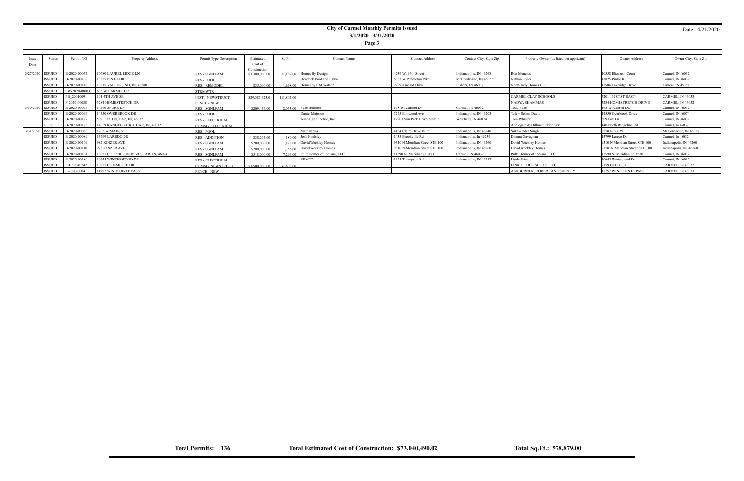# City of Carmel Monthly Permits Issued

**3/1/2020 - 3/31/2020**

Date: 4/21/2020

| Issue Date | Status | Permit NO | Property Address | Permit Type Description | Estimated Cost of Construction | Sq Ft | Contact Name | Contact Address | Contact City, State Zip | Property Owner (as listed per applicant) | Owner Address | Owner City, State Zip |
|---|---|---|---|---|---|---|---|---|---|---|---|---|
| 3/27/2020 | ISSUED | B-2020-00057 | 10480 LAUREL RIDGE LN | RES - SGNLFAM | $3,300,000.00 | 11,187.00 | Homes By Design | 4239 W. 96th Street | Indianapolis, IN 46268 | Ron Mencias | 10558 Elizabeth Court | Carmel, IN 46032 |
| | ISSUED | B-2020-00100 | 13825 PINTO DR | RES - POOL | | | Hendrick Pool and Lawn | 6383 W Pendleton Pike | McCordsville, IN 46055 | Nathan Oyler | 13825 Pinto Dr. | Carmel, IN 46032 |
| | ISSUED | B-2020-00148 | 10615 VALI DR, IND, IN, 46280 | RES - REMODEL | $35,000.00 | 1,698.00 | Homes by CM Watson | 9729 Kincaid Drive | Fishers, IN 46037 | North Indy Homes LLC | 11504 Lakeridge Drive | Fishers, IN 46037 |
| | ISSUED | SW-2020-00011 | 635 W CARMEL DR | STRMWTR - | | | | | | | | |
| | ISSUED | PB 20010091 | 101 4TH AVE SE | INST - NEWSTRUCT | $29,385,623.0 | 111,802.00 | | | | CARMEL CLAY SCHOOLS | 5201 131ST ST EAST | CARMEL, IN 46033 |
| | ISSUED | F-2020-00038 | 3284 HOMESTRETCH DR | FENCE - NEW | | | | | | NADYA SHAMMAS | 3284 HOMESTRETCH DRIVE | CARMEL, IN 46032 |
| 3/30/2020 | ISSUED | B-2020-00076 | 14290 SPURR LN | RES - SGNLFAM | $209,434.00 | 2,053.00 | Pyatt Builders | 168 W. Carmel Dr | Carmel, IN 46032 | Todd Pyatt | 168 W. Carmel Dr. | Carmel, IN 46032 |
| | ISSUED | B-2020-00094 | 14550 OVERBROOK DR | RES - POOL | | | Daniel Majestic | 5245 Elmwood Ave | Indianapolis, IN 46203 | Taft + Selma Davis | 14550 Overbrook Drive | Carmel, IN 46074 |
| | ISSUED | B-2020-00177 | 509 FOX LN, CAR, IN, 46032 | RES - ELECTRICAL | | | Ashpaugh Electric, Inc. | 17903 Sun Park Drive, Suite 5 | Westfield, IN 46074 | Tom Whisler | 509 Fox Ln | Carmel, IN 46032 |
| | CLOSE | B-2020-00178 | 140 N RANGELINE RD, CAR, IN, 46032 | COMM - ELECTRICAL | | | | | | Applegate & Dillman Elder Law | 140 North Rangeline Rd | Carmel, In 46032 |
| 3/31/2020 | ISSUED | B-2020-00060 | 1702 W MAIN ST | RES - POOL | | | Matt Harms | 4134 Claire Drive #203 | Indianapolis, IN 46240 | Sukhwinder Singh | 8250 N 600 W | McCordsville, IN 46055 |
| | ISSUED | B-2020-00089 | 13799 LAREDO DR | RES - ADDITION | $38,265.00 | 180.00 | Josh Hindsley | 1435 Brookville Rd | Indianapolis, In 46239 | Dianna Gavaghan | 13799 Laredo Dr | Carmel, In 46032 |
| | ISSUED | B-2020-00109 | 982 KINZER AVE | RES - SGNLFAM | $200,000.00 | 1,178.00 | David Weekley Homes | 9310 N Meridian Street STE 100 | Indianapolis, IN 46260 | David Weekley Homes | 9310 N Meridian Street STE 100 | Indianapolis, IN 46260 |
| | ISSUED | B-2020-00110 | 978 KINZER AVE | RES - SGNLFAM | $200,000.00 | 1,755.00 | David Weekley Homes | 9310 N Meridian Street STE 100 | Indianapolis, IN 46260 | David weekley Homes | 9310 N Meridian Street STE 100 | Indianapolis, IN 46260 |
| | ISSUED | B-2020-00134 | 13021 COPPER RUN BLVD, CAR, IN, 46074 | RES - SGNLFAM | $518,000.00 | 7,294.00 | Pulte Homes of Indiana, LLC | 11590 N. Meridian St. #530 | Carmel, IN 46032 | Pulte Homes of Indiana, LLC | 11590 N. Meridian St. #530 | Carmel, IN 46032 |
| | ISSUED | B-2020-00180 | 10645 WINTERWOOD DR | RES - ELECTRICAL | | | ERMCO | 1625 Thompson Rd | Indianapolis, IN 46217 | Linda Price | 10645 Winterwood Dr | Carmel, IN 46032 |
| | ISSUED | PB 19040242 | 10255 COMMERCE DR | COMM - NEWSTRUCT | $3,500,000.00 | 31,808.00 | | | | LINK OFFICE SUITES, LLC | 2159 GLEBE ST | CARMEL, IN 46032 |
| | ISSUED | F-2020-00041 | 11757 WINDPOINTE PASS | FENCE - NEW | | | | | | ASHBURNER, ROBERT AND SHIRLEY | 11757 WINDPOINTE PASS | CARMEL, IN 46033 |

**Total Permits: 136** **Total Estimated Cost of Construction: $73,040,490.02** **Total Sq.Ft.: 578,879.00**